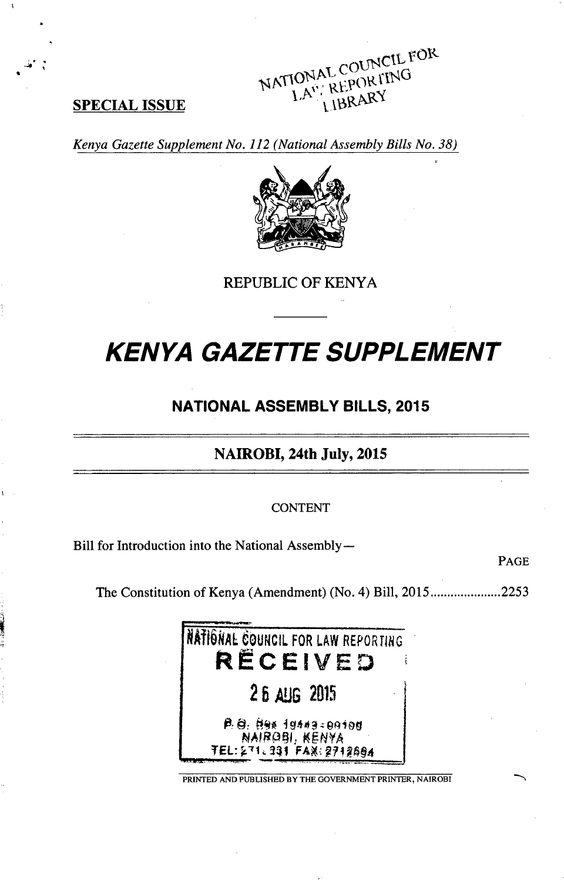**SPECIAL ISSUE**

NATIONAL COUNCIL FOR LAW REPORTING LIBRARY

*Kenya Gazette Supplement No. 112 (National Assembly Bills No. 38)*

REPUBLIC OF KENYA

# *KENYA GAZETTE SUPPLEMENT*

## NATIONAL ASSEMBLY BILLS, 2015

### NAIROBI, 24th July, 2015

CONTENT

Bill for Introduction into the National Assembly—

PAGE

The Constitution of Kenya (Amendment) (No. 4) Bill, 2015 ..................... 2253

NATIONAL COUNCIL FOR LAW REPORTING
RECEIVED
26 AUG 2015
P. O. Box 10443 - 00100
NAIROBI, KENYA
TEL: 271.331 FAX: 2712694

PRINTED AND PUBLISHED BY THE GOVERNMENT PRINTER, NAIROBI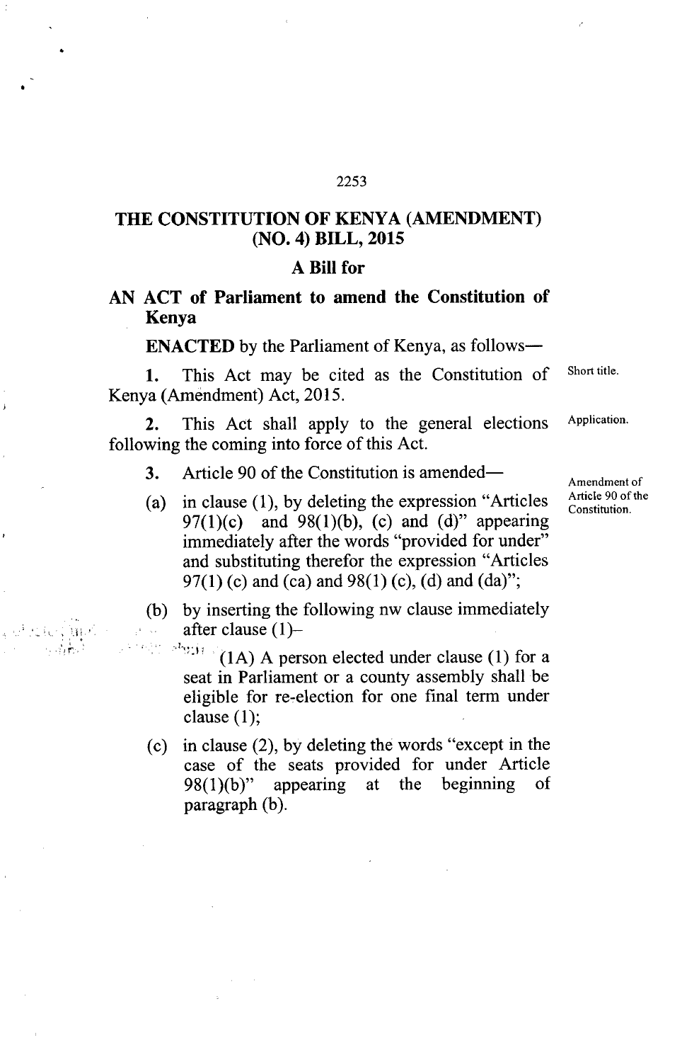# THE CONSTITUTION OF KENYA (AMENDMENT) (NO. 4) BILL, 2015

## A Bill for

## AN ACT of Parliament to amend the Constitution of Kenya

**ENACTED** by the Parliament of Kenya, as follows—

**1.** This Act may be cited as the Constitution of Kenya (Amendment) Act, 2015. *Short title.*

**2.** This Act shall apply to the general elections following the coming into force of this Act. *Application.*

**3.** Article 90 of the Constitution is amended— *Amendment of Article 90 of the Constitution.*

(a) in clause (1), by deleting the expression "Articles 97(1)(c) and 98(1)(b), (c) and (d)" appearing immediately after the words "provided for under" and substituting therefor the expression "Articles 97(1) (c) and (ca) and 98(1) (c), (d) and (da)";

(b) by inserting the following nw clause immediately after clause (1)–

> (1A) A person elected under clause (1) for a seat in Parliament or a county assembly shall be eligible for re-election for one final term under clause (1);

(c) in clause (2), by deleting the words "except in the case of the seats provided for under Article 98(1)(b)" appearing at the beginning of paragraph (b).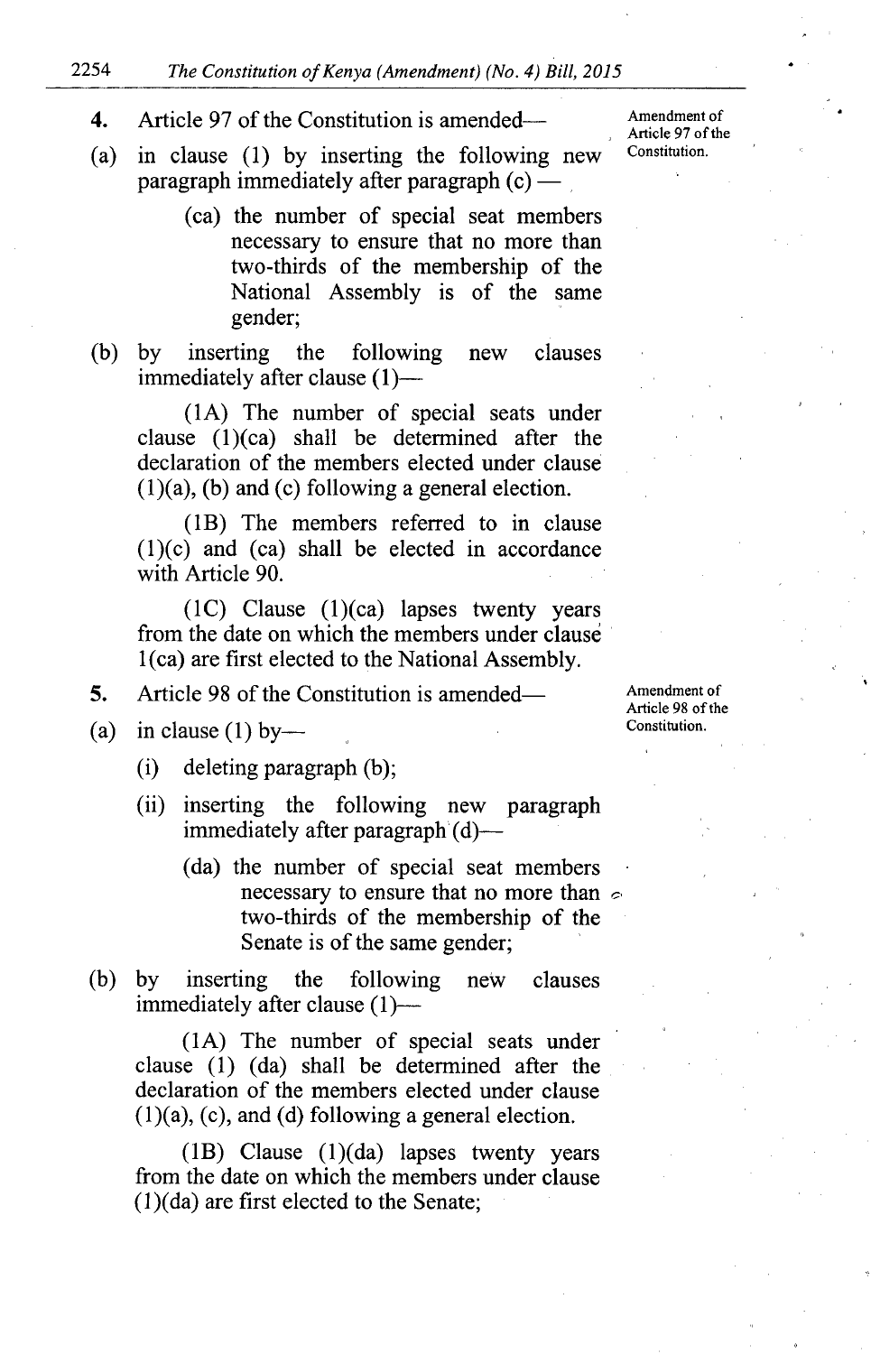**4.** Article 97 of the Constitution is amended—

Amendment of Article 97 of the Constitution.

(a) in clause (1) by inserting the following new paragraph immediately after paragraph (c) —

> (ca) the number of special seat members necessary to ensure that no more than two-thirds of the membership of the National Assembly is of the same gender;

(b) by inserting the following new clauses immediately after clause (1)—

> (1A) The number of special seats under clause (1)(ca) shall be determined after the declaration of the members elected under clause (1)(a), (b) and (c) following a general election.
>
> (1B) The members referred to in clause (1)(c) and (ca) shall be elected in accordance with Article 90.
>
> (1C) Clause (1)(ca) lapses twenty years from the date on which the members under clause 1(ca) are first elected to the National Assembly.

**5.** Article 98 of the Constitution is amended—

Amendment of Article 98 of the Constitution.

(a) in clause (1) by—

> (i) deleting paragraph (b);
>
> (ii) inserting the following new paragraph immediately after paragraph (d)—
>
> > (da) the number of special seat members necessary to ensure that no more than two-thirds of the membership of the Senate is of the same gender;

(b) by inserting the following new clauses immediately after clause (1)—

> (1A) The number of special seats under clause (1) (da) shall be determined after the declaration of the members elected under clause (1)(a), (c), and (d) following a general election.
>
> (1B) Clause (1)(da) lapses twenty years from the date on which the members under clause (1)(da) are first elected to the Senate;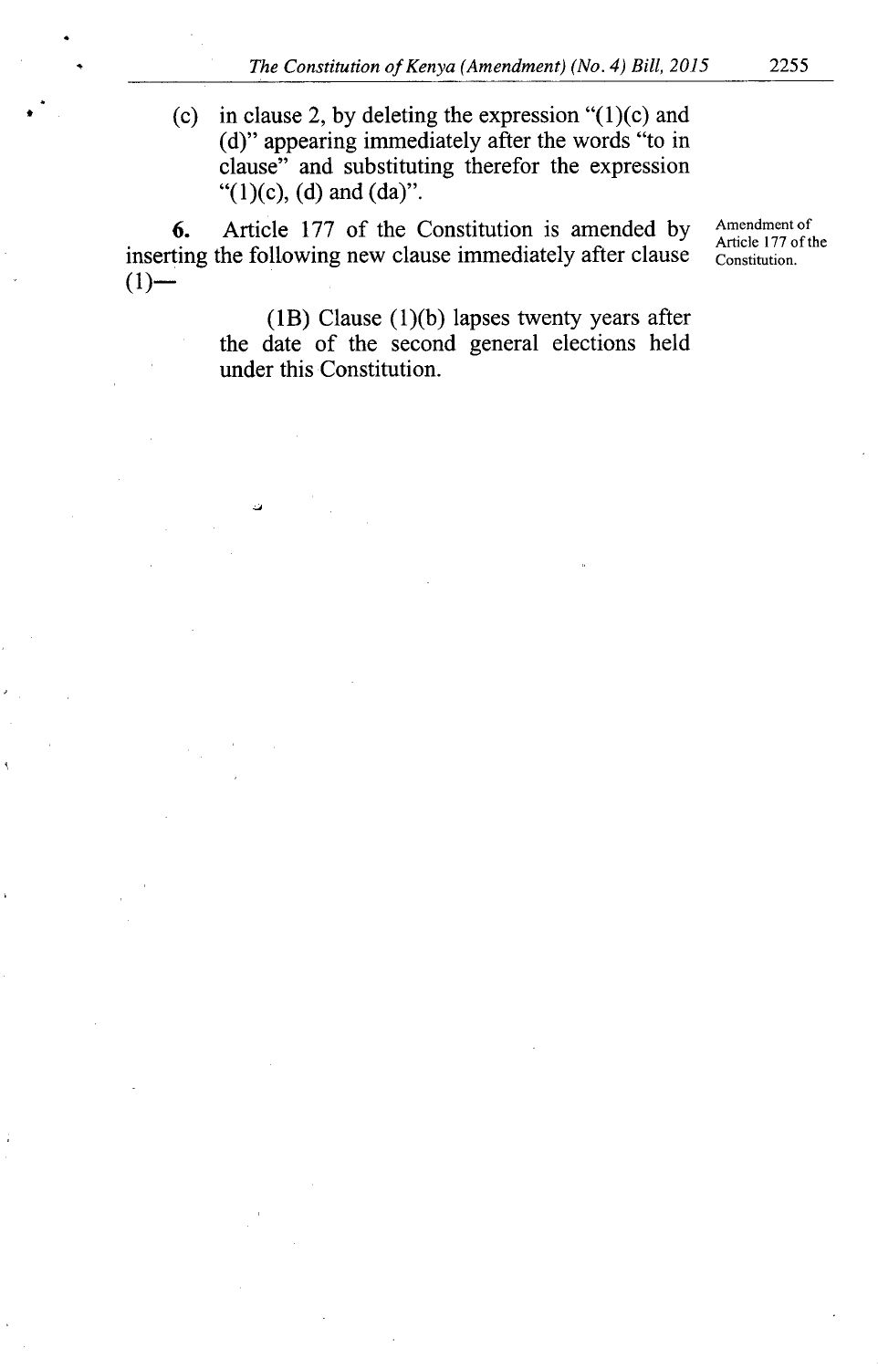(c) in clause 2, by deleting the expression "(1)(c) and (d)" appearing immediately after the words "to in clause" and substituting therefor the expression "(1)(c), (d) and (da)".

**6.** Article 177 of the Constitution is amended by inserting the following new clause immediately after clause (1)—

Amendment of Article 177 of the Constitution.

> (1B) Clause (1)(b) lapses twenty years after the date of the second general elections held under this Constitution.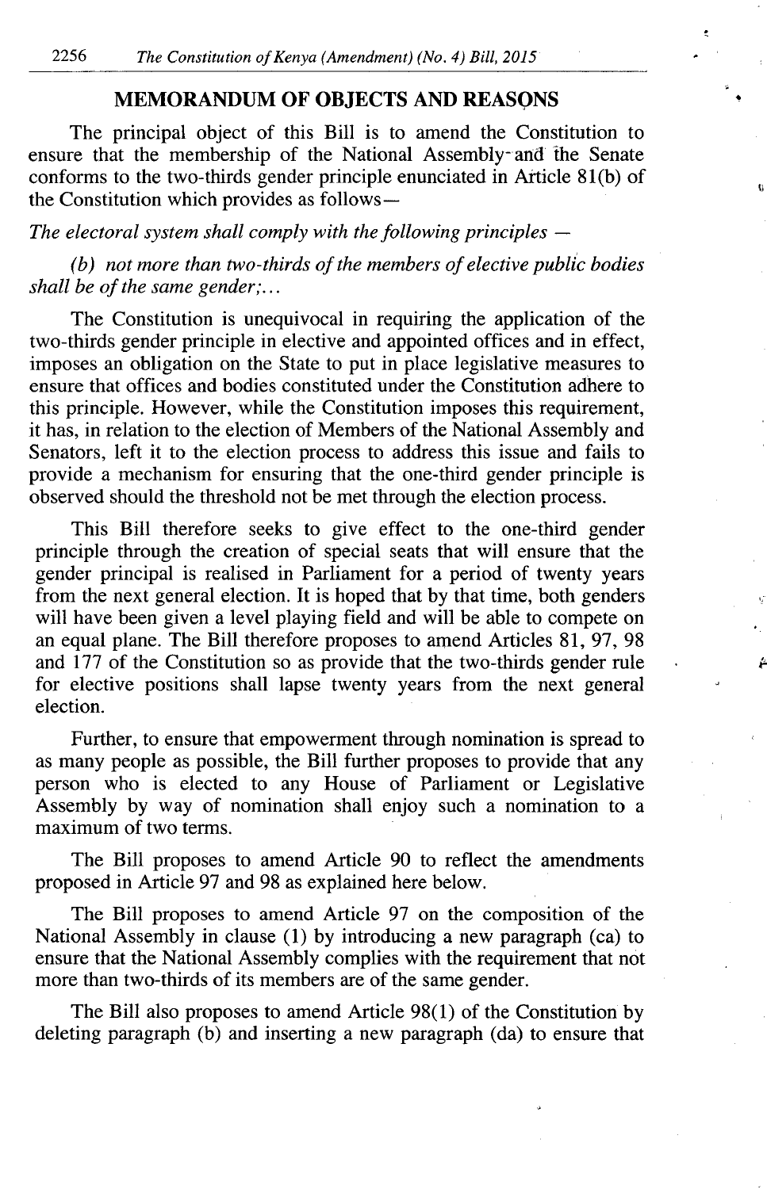## MEMORANDUM OF OBJECTS AND REASONS

The principal object of this Bill is to amend the Constitution to ensure that the membership of the National Assembly and the Senate conforms to the two-thirds gender principle enunciated in Article 81(b) of the Constitution which provides as follows—

*The electoral system shall comply with the following principles —*

*(b) not more than two-thirds of the members of elective public bodies shall be of the same gender;...*

The Constitution is unequivocal in requiring the application of the two-thirds gender principle in elective and appointed offices and in effect, imposes an obligation on the State to put in place legislative measures to ensure that offices and bodies constituted under the Constitution adhere to this principle. However, while the Constitution imposes this requirement, it has, in relation to the election of Members of the National Assembly and Senators, left it to the election process to address this issue and fails to provide a mechanism for ensuring that the one-third gender principle is observed should the threshold not be met through the election process.

This Bill therefore seeks to give effect to the one-third gender principle through the creation of special seats that will ensure that the gender principal is realised in Parliament for a period of twenty years from the next general election. It is hoped that by that time, both genders will have been given a level playing field and will be able to compete on an equal plane. The Bill therefore proposes to amend Articles 81, 97, 98 and 177 of the Constitution so as provide that the two-thirds gender rule for elective positions shall lapse twenty years from the next general election.

Further, to ensure that empowerment through nomination is spread to as many people as possible, the Bill further proposes to provide that any person who is elected to any House of Parliament or Legislative Assembly by way of nomination shall enjoy such a nomination to a maximum of two terms.

The Bill proposes to amend Article 90 to reflect the amendments proposed in Article 97 and 98 as explained here below.

The Bill proposes to amend Article 97 on the composition of the National Assembly in clause (1) by introducing a new paragraph (ca) to ensure that the National Assembly complies with the requirement that not more than two-thirds of its members are of the same gender.

The Bill also proposes to amend Article 98(1) of the Constitution by deleting paragraph (b) and inserting a new paragraph (da) to ensure that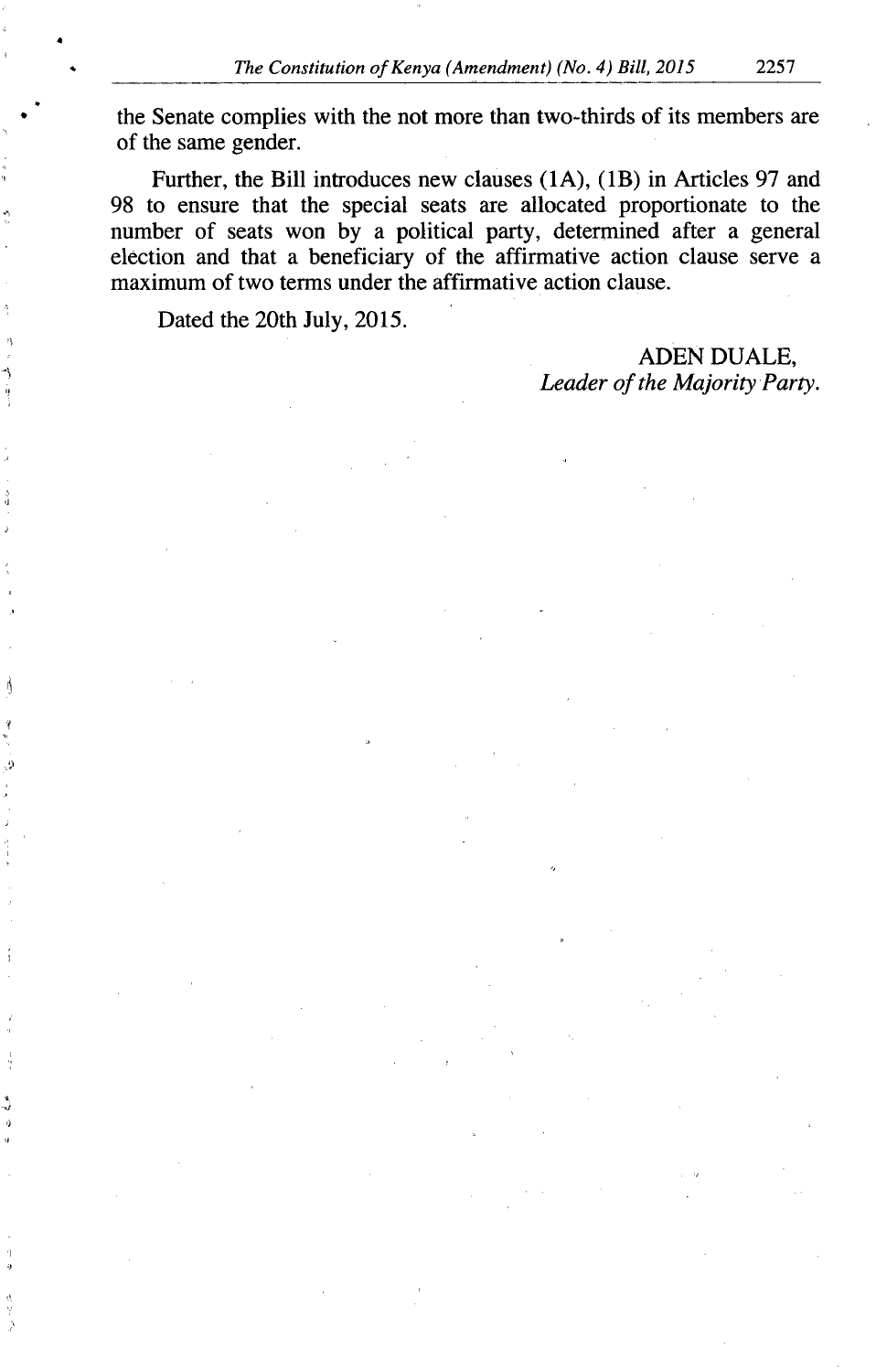the Senate complies with the not more than two-thirds of its members are of the same gender.

Further, the Bill introduces new clauses (1A), (1B) in Articles 97 and 98 to ensure that the special seats are allocated proportionate to the number of seats won by a political party, determined after a general election and that a beneficiary of the affirmative action clause serve a maximum of two terms under the affirmative action clause.

Dated the 20th July, 2015.

ADEN DUALE,
*Leader of the Majority Party.*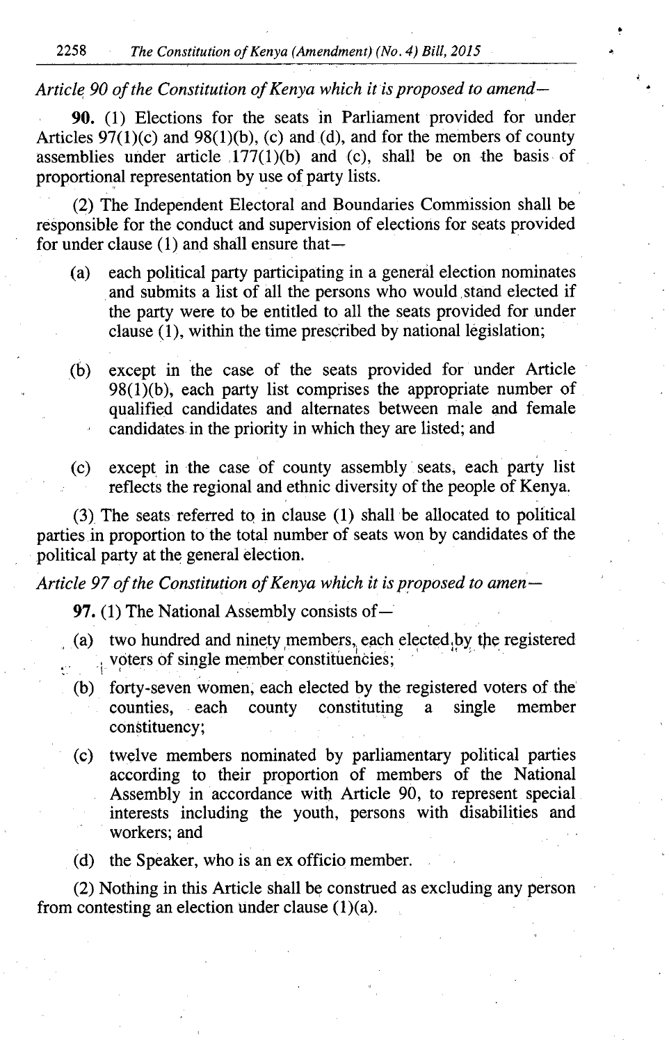*Article 90 of the Constitution of Kenya which it is proposed to amend—*

**90.** (1) Elections for the seats in Parliament provided for under Articles 97(1)(c) and 98(1)(b), (c) and (d), and for the members of county assemblies under article 177(1)(b) and (c), shall be on the basis of proportional representation by use of party lists.

(2) The Independent Electoral and Boundaries Commission shall be responsible for the conduct and supervision of elections for seats provided for under clause (1) and shall ensure that—

(a) each political party participating in a general election nominates and submits a list of all the persons who would stand elected if the party were to be entitled to all the seats provided for under clause (1), within the time prescribed by national legislation;

(b) except in the case of the seats provided for under Article 98(1)(b), each party list comprises the appropriate number of qualified candidates and alternates between male and female candidates in the priority in which they are listed; and

(c) except in the case of county assembly seats, each party list reflects the regional and ethnic diversity of the people of Kenya.

(3) The seats referred to in clause (1) shall be allocated to political parties in proportion to the total number of seats won by candidates of the political party at the general election.

*Article 97 of the Constitution of Kenya which it is proposed to amen—*

**97.** (1) The National Assembly consists of—

(a) two hundred and ninety members, each elected by the registered voters of single member constituencies;

(b) forty-seven women, each elected by the registered voters of the counties, each county constituting a single member constituency;

(c) twelve members nominated by parliamentary political parties according to their proportion of members of the National Assembly in accordance with Article 90, to represent special interests including the youth, persons with disabilities and workers; and

(d) the Speaker, who is an ex officio member.

(2) Nothing in this Article shall be construed as excluding any person from contesting an election under clause (1)(a).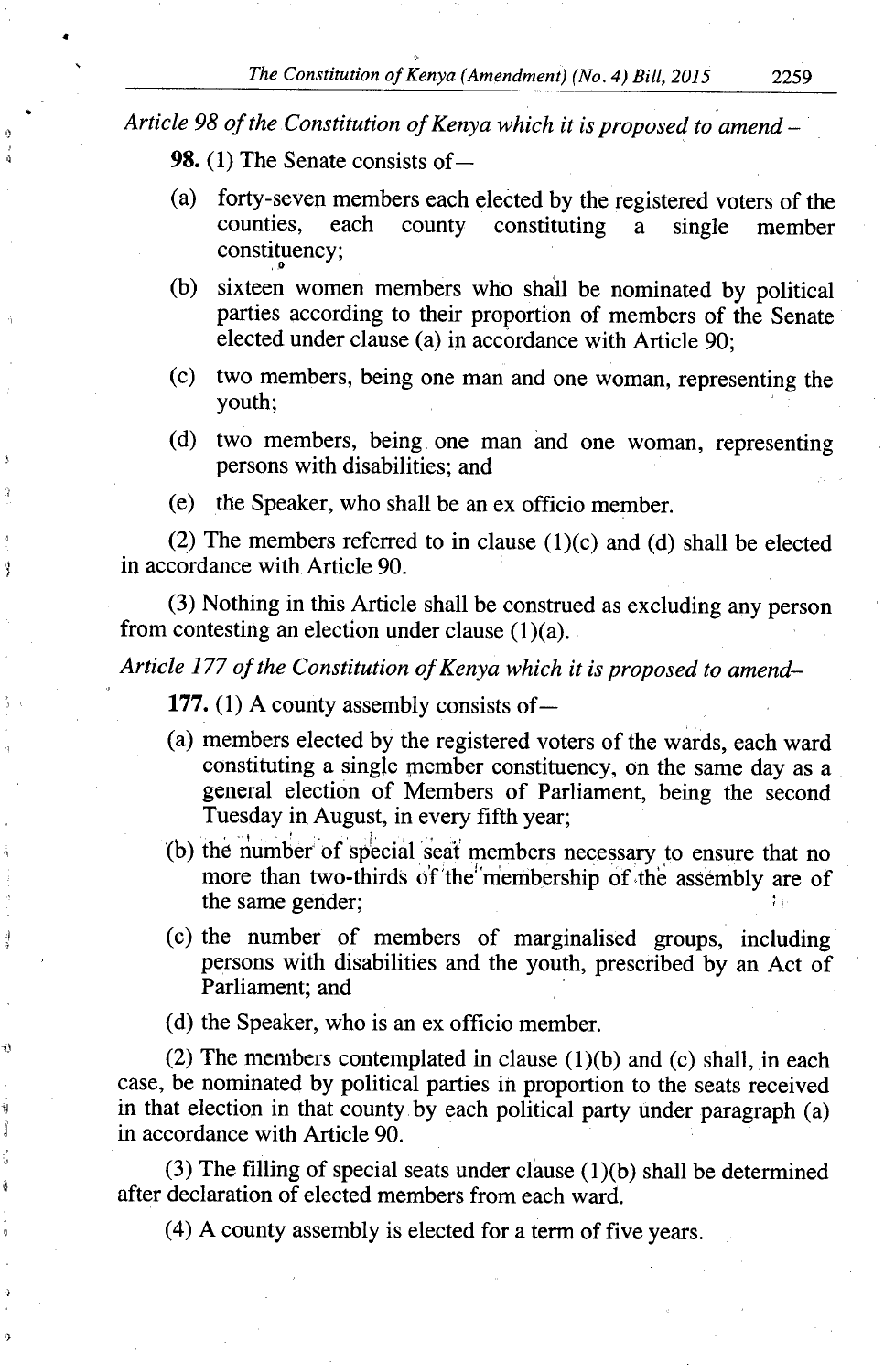*Article 98 of the Constitution of Kenya which it is proposed to amend –*

**98.** (1) The Senate consists of—

(a) forty-seven members each elected by the registered voters of the counties, each county constituting a single member constituency;

(b) sixteen women members who shall be nominated by political parties according to their proportion of members of the Senate elected under clause (a) in accordance with Article 90;

(c) two members, being one man and one woman, representing the youth;

(d) two members, being one man and one woman, representing persons with disabilities; and

(e) the Speaker, who shall be an ex officio member.

(2) The members referred to in clause (1)(c) and (d) shall be elected in accordance with Article 90.

(3) Nothing in this Article shall be construed as excluding any person from contesting an election under clause (1)(a).

*Article 177 of the Constitution of Kenya which it is proposed to amend–*

**177.** (1) A county assembly consists of—

(a) members elected by the registered voters of the wards, each ward constituting a single member constituency, on the same day as a general election of Members of Parliament, being the second Tuesday in August, in every fifth year;

(b) the number of special seat members necessary to ensure that no more than two-thirds of the membership of the assembly are of the same gender;

(c) the number of members of marginalised groups, including persons with disabilities and the youth, prescribed by an Act of Parliament; and

(d) the Speaker, who is an ex officio member.

(2) The members contemplated in clause (1)(b) and (c) shall, in each case, be nominated by political parties in proportion to the seats received in that election in that county by each political party under paragraph (a) in accordance with Article 90.

(3) The filling of special seats under clause (1)(b) shall be determined after declaration of elected members from each ward.

(4) A county assembly is elected for a term of five years.